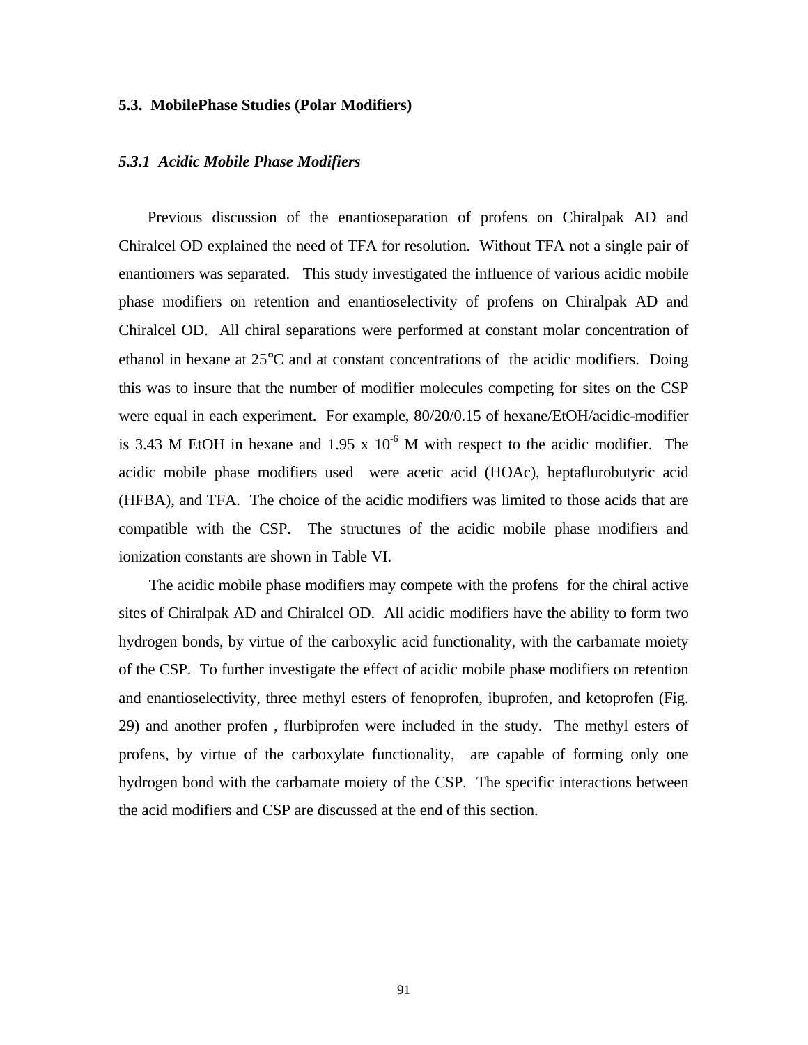### 5.3. MobilePhase Studies (Polar Modifiers)

#### *5.3.1 Acidic Mobile Phase Modifiers*

Previous discussion of the enantioseparation of profens on Chiralpak AD and Chiralcel OD explained the need of TFA for resolution. Without TFA not a single pair of enantiomers was separated. This study investigated the influence of various acidic mobile phase modifiers on retention and enantioselectivity of profens on Chiralpak AD and Chiralcel OD. All chiral separations were performed at constant molar concentration of ethanol in hexane at 25°C and at constant concentrations of the acidic modifiers. Doing this was to insure that the number of modifier molecules competing for sites on the CSP were equal in each experiment. For example, 80/20/0.15 of hexane/EtOH/acidic-modifier is 3.43 M EtOH in hexane and $1.95 \times 10^{-6}$ M with respect to the acidic modifier. The acidic mobile phase modifiers used were acetic acid (HOAc), heptaflurobutyric acid (HFBA), and TFA. The choice of the acidic modifiers was limited to those acids that are compatible with the CSP. The structures of the acidic mobile phase modifiers and ionization constants are shown in Table VI.

The acidic mobile phase modifiers may compete with the profens for the chiral active sites of Chiralpak AD and Chiralcel OD. All acidic modifiers have the ability to form two hydrogen bonds, by virtue of the carboxylic acid functionality, with the carbamate moiety of the CSP. To further investigate the effect of acidic mobile phase modifiers on retention and enantioselectivity, three methyl esters of fenoprofen, ibuprofen, and ketoprofen (Fig. 29) and another profen , flurbiprofen were included in the study. The methyl esters of profens, by virtue of the carboxylate functionality, are capable of forming only one hydrogen bond with the carbamate moiety of the CSP. The specific interactions between the acid modifiers and CSP are discussed at the end of this section.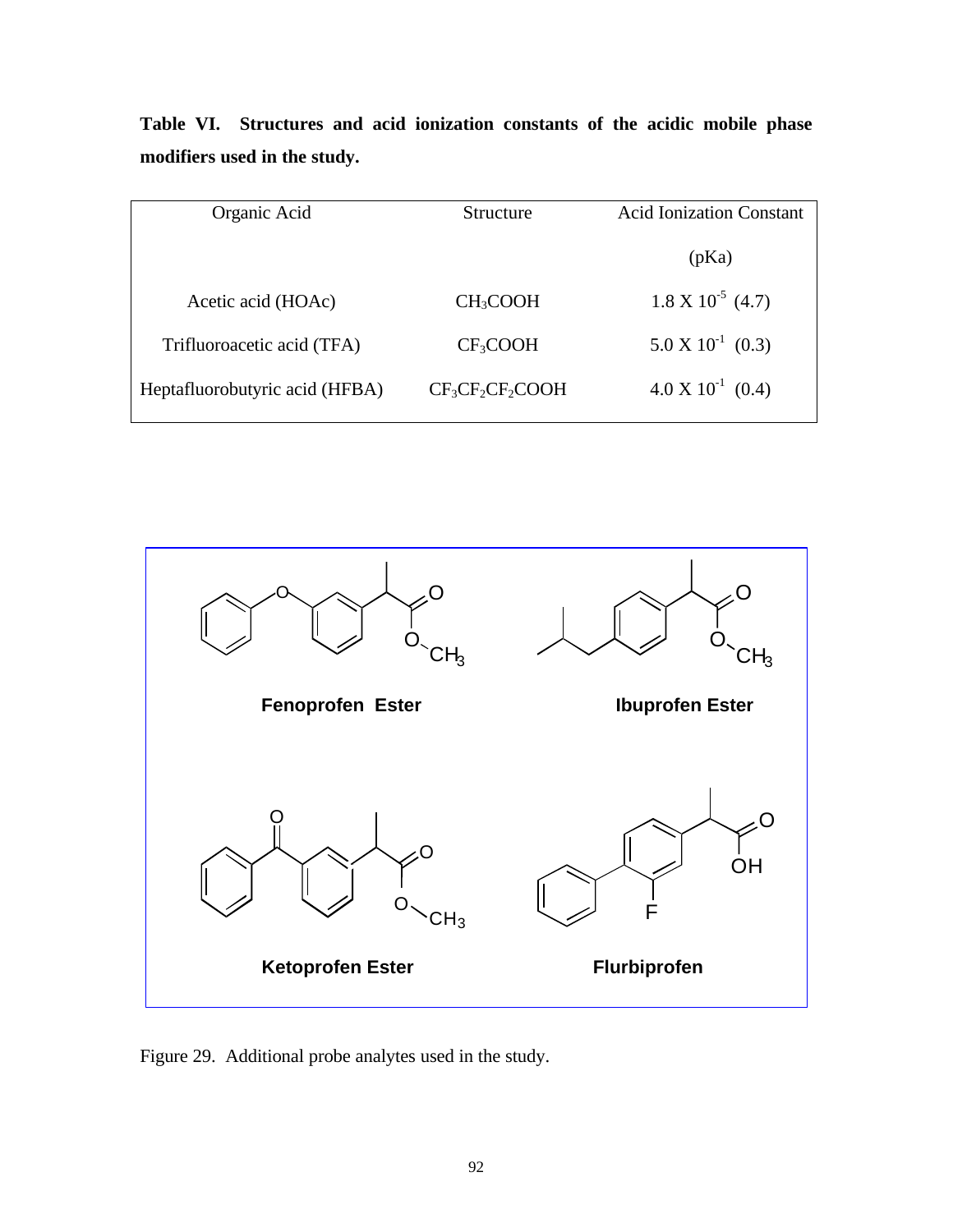**Table VI. Structures and acid ionization constants of the acidic mobile phase modifiers used in the study.**

| Organic Acid | Structure | Acid Ionization Constant (pKa) |
|---|---|---|
| Acetic acid (HOAc) | $CH_3COOH$ | $1.8 \times 10^{-5}$ (4.7) |
| Trifluoroacetic acid (TFA) | $CF_3COOH$ | $5.0 \times 10^{-1}$ (0.3) |
| Heptafluorobutyric acid (HFBA) | $CF_3CF_2CF_2COOH$ | $4.0 \times 10^{-1}$ (0.4) |

Fenoprofen Ester

Ibuprofen Ester

Ketoprofen Ester

Flurbiprofen

Figure 29. Additional probe analytes used in the study.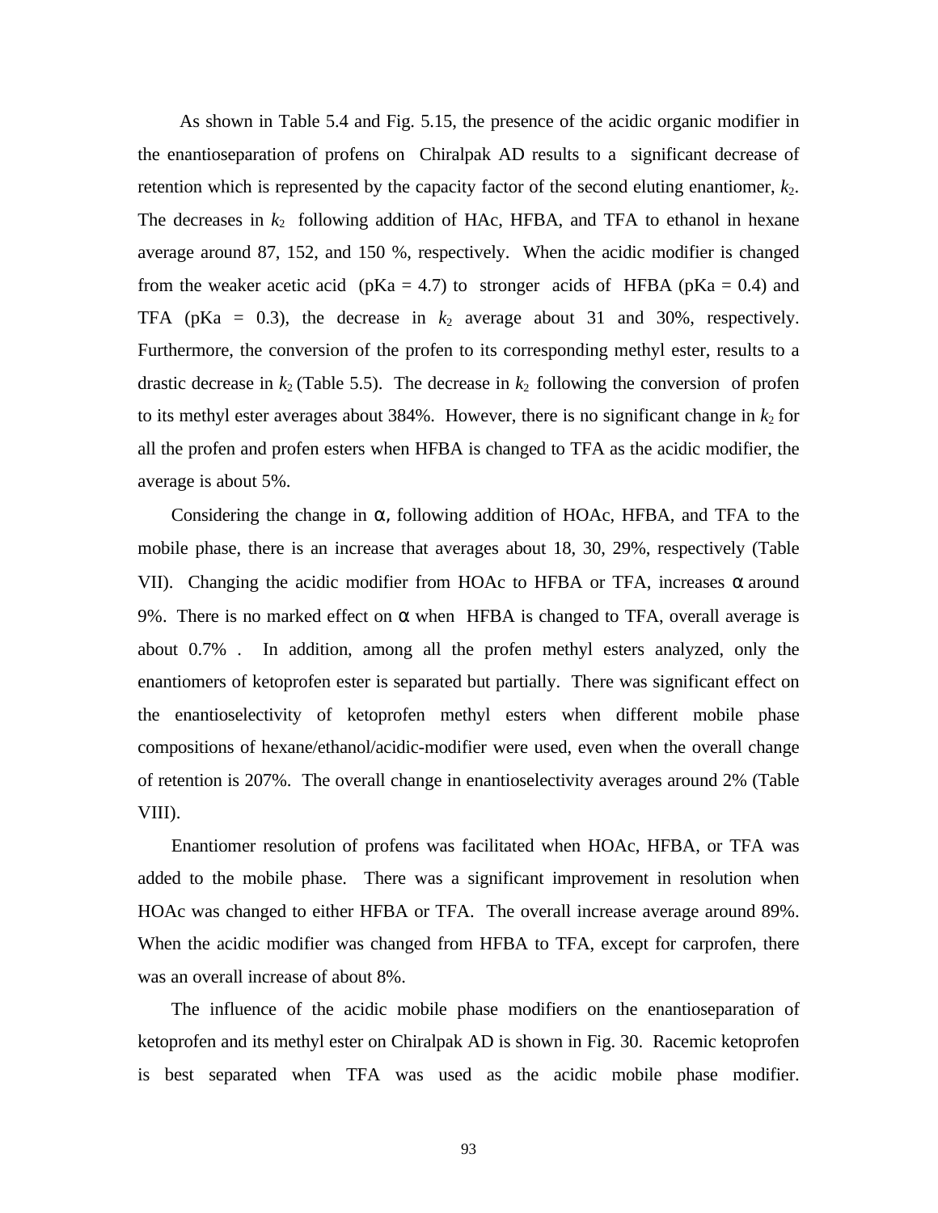As shown in Table 5.4 and Fig. 5.15, the presence of the acidic organic modifier in the enantioseparation of profens on Chiralpak AD results to a significant decrease of retention which is represented by the capacity factor of the second eluting enantiomer, $k_2$. The decreases in $k_2$ following addition of HAc, HFBA, and TFA to ethanol in hexane average around 87, 152, and 150 %, respectively. When the acidic modifier is changed from the weaker acetic acid (pKa = 4.7) to stronger acids of HFBA (pKa = 0.4) and TFA (pKa = 0.3), the decrease in $k_2$ average about 31 and 30%, respectively. Furthermore, the conversion of the profen to its corresponding methyl ester, results to a drastic decrease in $k_2$ (Table 5.5). The decrease in $k_2$ following the conversion of profen to its methyl ester averages about 384%. However, there is no significant change in $k_2$ for all the profen and profen esters when HFBA is changed to TFA as the acidic modifier, the average is about 5%.

Considering the change in $\alpha$, following addition of HOAc, HFBA, and TFA to the mobile phase, there is an increase that averages about 18, 30, 29%, respectively (Table VII). Changing the acidic modifier from HOAc to HFBA or TFA, increases $\alpha$ around 9%. There is no marked effect on $\alpha$ when HFBA is changed to TFA, overall average is about 0.7% . In addition, among all the profen methyl esters analyzed, only the enantiomers of ketoprofen ester is separated but partially. There was significant effect on the enantioselectivity of ketoprofen methyl esters when different mobile phase compositions of hexane/ethanol/acidic-modifier were used, even when the overall change of retention is 207%. The overall change in enantioselectivity averages around 2% (Table VIII).

Enantiomer resolution of profens was facilitated when HOAc, HFBA, or TFA was added to the mobile phase. There was a significant improvement in resolution when HOAc was changed to either HFBA or TFA. The overall increase average around 89%. When the acidic modifier was changed from HFBA to TFA, except for carprofen, there was an overall increase of about 8%.

The influence of the acidic mobile phase modifiers on the enantioseparation of ketoprofen and its methyl ester on Chiralpak AD is shown in Fig. 30. Racemic ketoprofen is best separated when TFA was used as the acidic mobile phase modifier.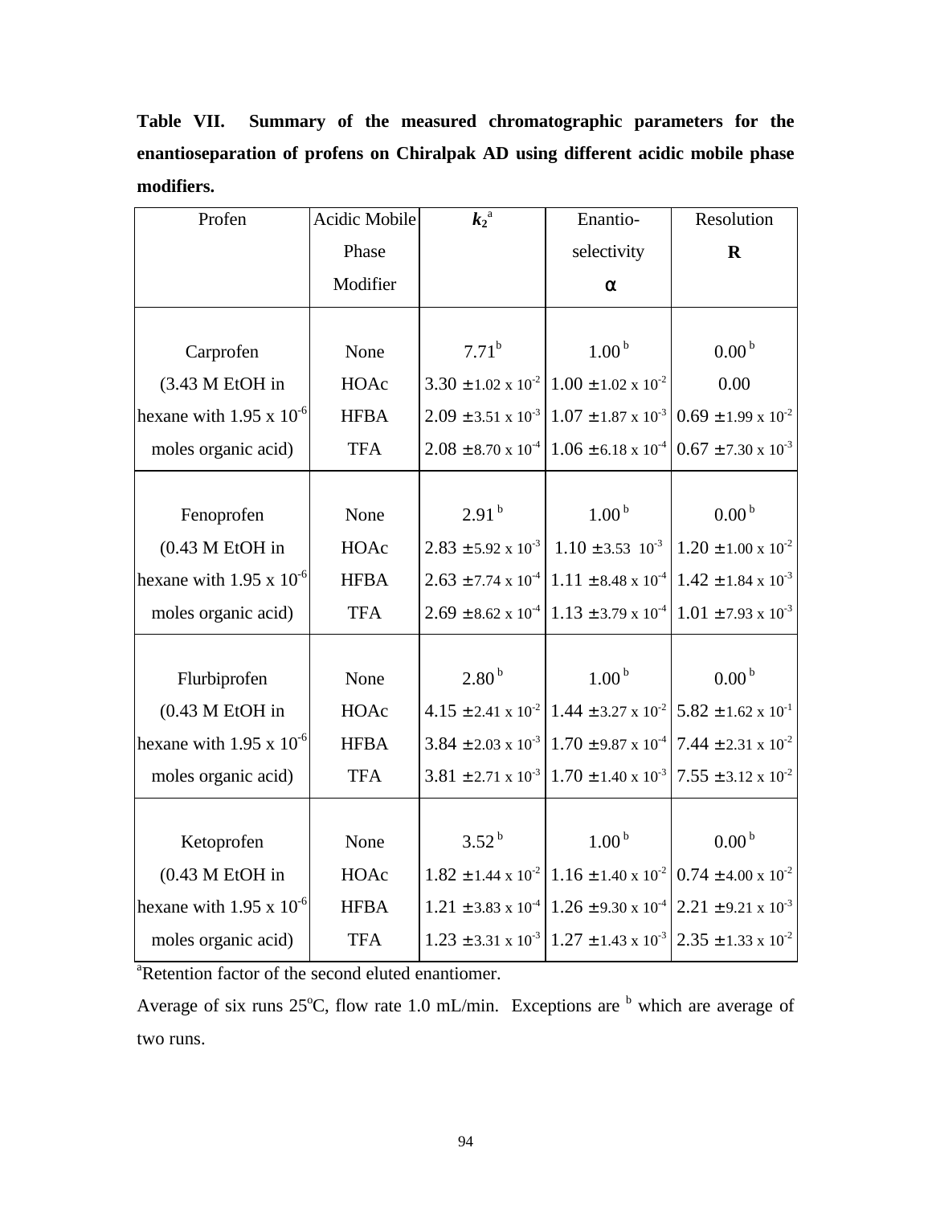**Table VII. Summary of the measured chromatographic parameters for the enantioseparation of profens on Chiralpak AD using different acidic mobile phase modifiers.**

| Profen | Acidic Mobile Phase Modifier | $k_2$[a] | Enantio-selectivity $\alpha$ | Resolution R |
|---|---|---|---|---|
| Carprofen (3.43 M EtOH in hexane with $1.95 \times 10^{-6}$ moles organic acid) | None | 7.71[b] | 1.00[b] | 0.00[b] |
| | HOAc | $3.30 \pm 1.02 \times 10^{-2}$ | $1.00 \pm 1.02 \times 10^{-2}$ | 0.00 |
| | HFBA | $2.09 \pm 3.51 \times 10^{-3}$ | $1.07 \pm 1.87 \times 10^{-3}$ | $0.69 \pm 1.99 \times 10^{-2}$ |
| | TFA | $2.08 \pm 8.70 \times 10^{-4}$ | $1.06 \pm 6.18 \times 10^{-4}$ | $0.67 \pm 7.30 \times 10^{-3}$ |
| Fenoprofen (0.43 M EtOH in hexane with $1.95 \times 10^{-6}$ moles organic acid) | None | 2.91[b] | 1.00[b] | 0.00[b] |
| | HOAc | $2.83 \pm 5.92 \times 10^{-3}$ | $1.10 \pm 3.53\ 10^{-3}$ | $1.20 \pm 1.00 \times 10^{-2}$ |
| | HFBA | $2.63 \pm 7.74 \times 10^{-4}$ | $1.11 \pm 8.48 \times 10^{-4}$ | $1.42 \pm 1.84 \times 10^{-3}$ |
| | TFA | $2.69 \pm 8.62 \times 10^{-4}$ | $1.13 \pm 3.79 \times 10^{-4}$ | $1.01 \pm 7.93 \times 10^{-3}$ |
| Flurbiprofen (0.43 M EtOH in hexane with $1.95 \times 10^{-6}$ moles organic acid) | None | 2.80[b] | 1.00[b] | 0.00[b] |
| | HOAc | $4.15 \pm 2.41 \times 10^{-2}$ | $1.44 \pm 3.27 \times 10^{-2}$ | $5.82 \pm 1.62 \times 10^{-1}$ |
| | HFBA | $3.84 \pm 2.03 \times 10^{-3}$ | $1.70 \pm 9.87 \times 10^{-4}$ | $7.44 \pm 2.31 \times 10^{-2}$ |
| | TFA | $3.81 \pm 2.71 \times 10^{-3}$ | $1.70 \pm 1.40 \times 10^{-3}$ | $7.55 \pm 3.12 \times 10^{-2}$ |
| Ketoprofen (0.43 M EtOH in hexane with $1.95 \times 10^{-6}$ moles organic acid) | None | 3.52[b] | 1.00[b] | 0.00[b] |
| | HOAc | $1.82 \pm 1.44 \times 10^{-2}$ | $1.16 \pm 1.40 \times 10^{-2}$ | $0.74 \pm 4.00 \times 10^{-2}$ |
| | HFBA | $1.21 \pm 3.83 \times 10^{-4}$ | $1.26 \pm 9.30 \times 10^{-4}$ | $2.21 \pm 9.21 \times 10^{-3}$ |
| | TFA | $1.23 \pm 3.31 \times 10^{-3}$ | $1.27 \pm 1.43 \times 10^{-3}$ | $2.35 \pm 1.33 \times 10^{-2}$ |

[a]Retention factor of the second eluted enantiomer.

Average of six runs 25°C, flow rate 1.0 mL/min. Exceptions are [b] which are average of two runs.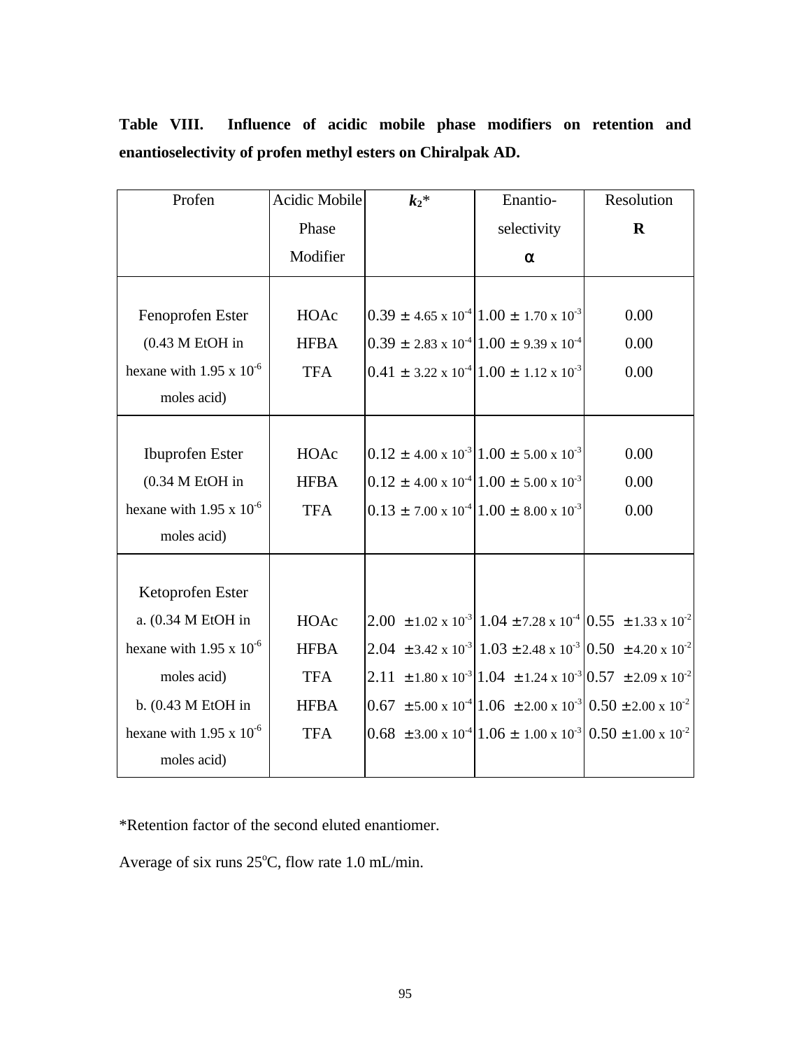**Table VIII. Influence of acidic mobile phase modifiers on retention and enantioselectivity of profen methyl esters on Chiralpak AD.**

| Profen | Acidic Mobile Phase Modifier | $k_2$* | Enantio-selectivity $\alpha$ | Resolution R |
|---|---|---|---|---|
| Fenoprofen Ester (0.43 M EtOH in hexane with 1.95 x $10^{-6}$ moles acid) | HOAc | 0.39 ± 4.65 x $10^{-4}$ | 1.00 ± 1.70 x $10^{-3}$ | 0.00 |
| | HFBA | 0.39 ± 2.83 x $10^{-4}$ | 1.00 ± 9.39 x $10^{-4}$ | 0.00 |
| | TFA | 0.41 ± 3.22 x $10^{-4}$ | 1.00 ± 1.12 x $10^{-3}$ | 0.00 |
| Ibuprofen Ester (0.34 M EtOH in hexane with 1.95 x $10^{-6}$ moles acid) | HOAc | 0.12 ± 4.00 x $10^{-3}$ | 1.00 ± 5.00 x $10^{-3}$ | 0.00 |
| | HFBA | 0.12 ± 4.00 x $10^{-4}$ | 1.00 ± 5.00 x $10^{-3}$ | 0.00 |
| | TFA | 0.13 ± 7.00 x $10^{-4}$ | 1.00 ± 8.00 x $10^{-3}$ | 0.00 |
| Ketoprofen Ester a. (0.34 M EtOH in hexane with 1.95 x $10^{-6}$ moles acid) | HOAc | 2.00 ± 1.02 x $10^{-3}$ | 1.04 ± 7.28 x $10^{-4}$ | 0.55 ± 1.33 x $10^{-2}$ |
| | HFBA | 2.04 ± 3.42 x $10^{-3}$ | 1.03 ± 2.48 x $10^{-3}$ | 0.50 ± 4.20 x $10^{-2}$ |
| | TFA | 2.11 ± 1.80 x $10^{-3}$ | 1.04 ± 1.24 x $10^{-3}$ | 0.57 ± 2.09 x $10^{-2}$ |
| b. (0.43 M EtOH in hexane with 1.95 x $10^{-6}$ moles acid) | HFBA | 0.67 ± 5.00 x $10^{-4}$ | 1.06 ± 2.00 x $10^{-3}$ | 0.50 ± 2.00 x $10^{-2}$ |
| | TFA | 0.68 ± 3.00 x $10^{-4}$ | 1.06 ± 1.00 x $10^{-3}$ | 0.50 ± 1.00 x $10^{-2}$ |

*Retention factor of the second eluted enantiomer.

Average of six runs 25°C, flow rate 1.0 mL/min.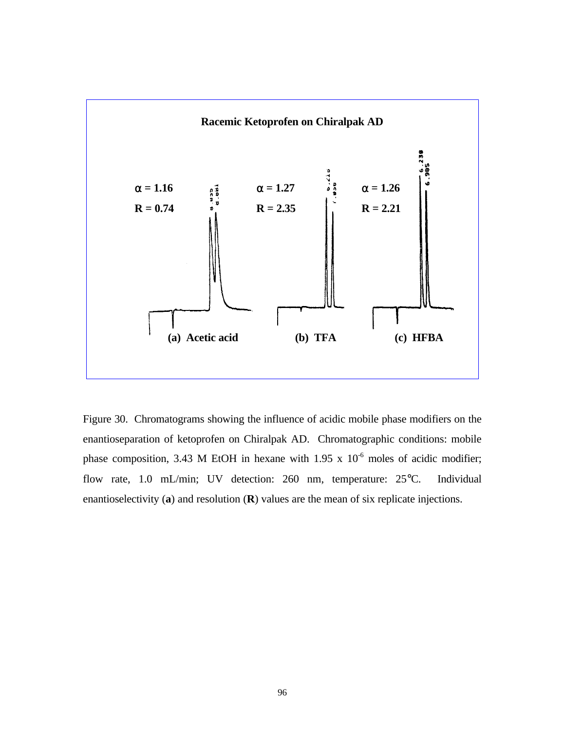**Racemic Ketoprofen on Chiralpak AD**

$\alpha = 1.16$
R = 0.74

$\alpha = 1.27$
R = 2.35

$\alpha = 1.26$
R = 2.21

(a) Acetic acid (b) TFA (c) HFBA

Figure 30. Chromatograms showing the influence of acidic mobile phase modifiers on the enantioseparation of ketoprofen on Chiralpak AD. Chromatographic conditions: mobile phase composition, 3.43 M EtOH in hexane with $1.95 \times 10^{-6}$ moles of acidic modifier; flow rate, 1.0 mL/min; UV detection: 260 nm, temperature: 25°C. Individual enantioselectivity (**a**) and resolution (**R**) values are the mean of six replicate injections.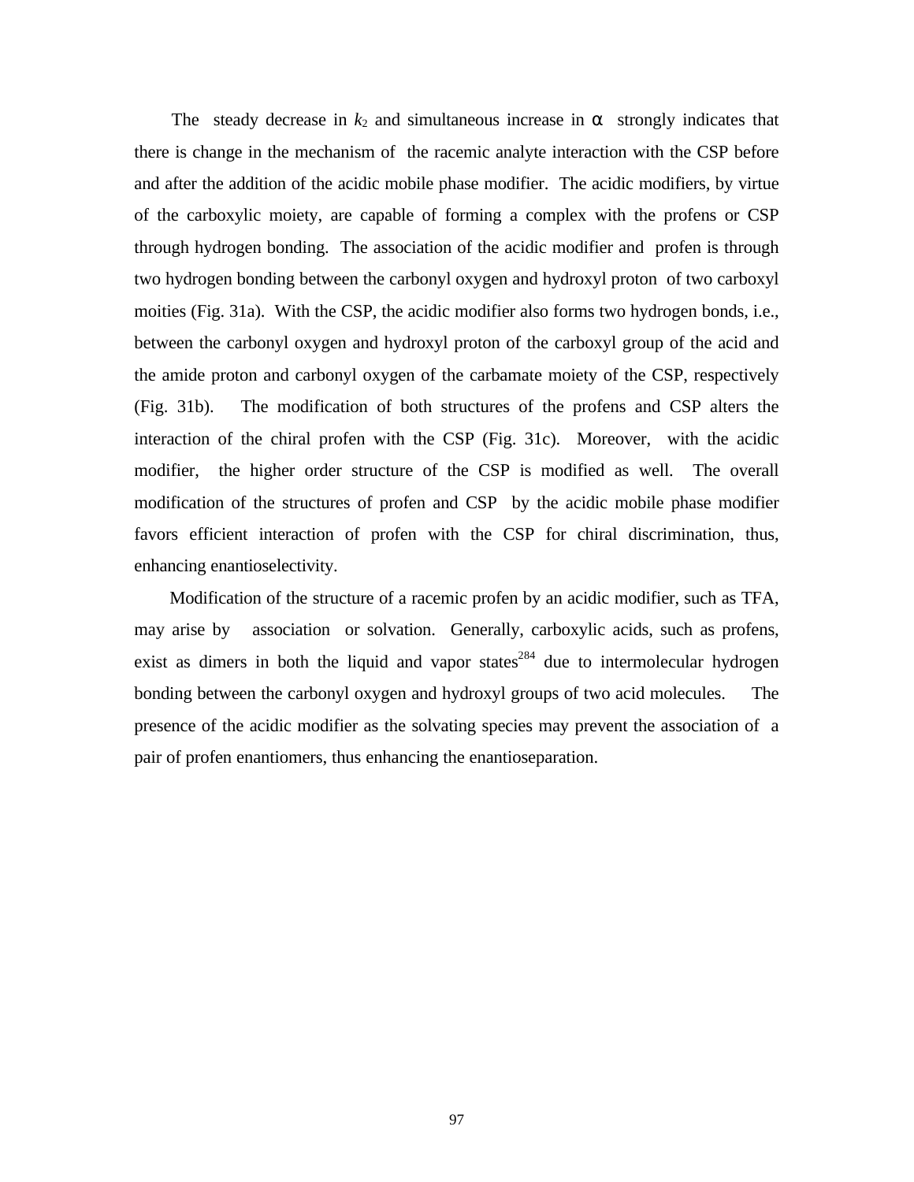The steady decrease in $k_2$ and simultaneous increase in $\alpha$ strongly indicates that there is change in the mechanism of the racemic analyte interaction with the CSP before and after the addition of the acidic mobile phase modifier. The acidic modifiers, by virtue of the carboxylic moiety, are capable of forming a complex with the profens or CSP through hydrogen bonding. The association of the acidic modifier and profen is through two hydrogen bonding between the carbonyl oxygen and hydroxyl proton of two carboxyl moities (Fig. 31a). With the CSP, the acidic modifier also forms two hydrogen bonds, i.e., between the carbonyl oxygen and hydroxyl proton of the carboxyl group of the acid and the amide proton and carbonyl oxygen of the carbamate moiety of the CSP, respectively (Fig. 31b). The modification of both structures of the profens and CSP alters the interaction of the chiral profen with the CSP (Fig. 31c). Moreover, with the acidic modifier, the higher order structure of the CSP is modified as well. The overall modification of the structures of profen and CSP by the acidic mobile phase modifier favors efficient interaction of profen with the CSP for chiral discrimination, thus, enhancing enantioselectivity.

Modification of the structure of a racemic profen by an acidic modifier, such as TFA, may arise by association or solvation. Generally, carboxylic acids, such as profens, exist as dimers in both the liquid and vapor states[284] due to intermolecular hydrogen bonding between the carbonyl oxygen and hydroxyl groups of two acid molecules. The presence of the acidic modifier as the solvating species may prevent the association of a pair of profen enantiomers, thus enhancing the enantioseparation.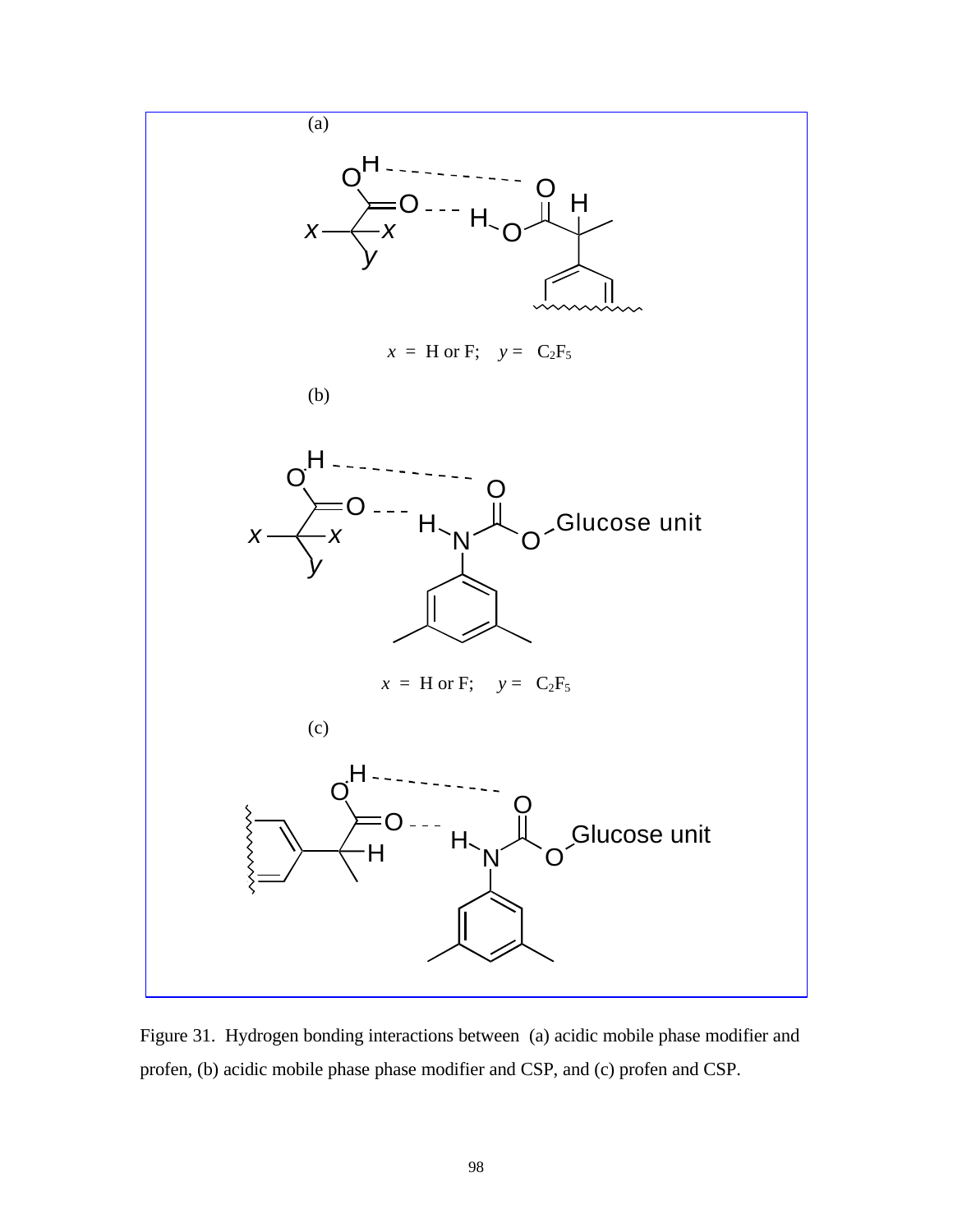(a)

$x$ = H or F; $y$ = $C_2F_5$

(b)

$x$ = H or F; $y$ = $C_2F_5$

(c)

Figure 31. Hydrogen bonding interactions between (a) acidic mobile phase modifier and profen, (b) acidic mobile phase phase modifier and CSP, and (c) profen and CSP.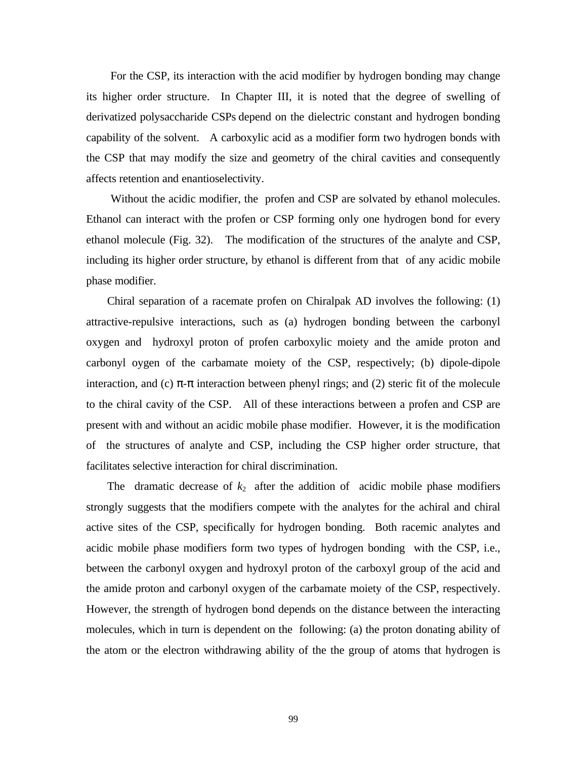For the CSP, its interaction with the acid modifier by hydrogen bonding may change its higher order structure. In Chapter III, it is noted that the degree of swelling of derivatized polysaccharide CSPs depend on the dielectric constant and hydrogen bonding capability of the solvent. A carboxylic acid as a modifier form two hydrogen bonds with the CSP that may modify the size and geometry of the chiral cavities and consequently affects retention and enantioselectivity.

Without the acidic modifier, the profen and CSP are solvated by ethanol molecules. Ethanol can interact with the profen or CSP forming only one hydrogen bond for every ethanol molecule (Fig. 32). The modification of the structures of the analyte and CSP, including its higher order structure, by ethanol is different from that of any acidic mobile phase modifier.

Chiral separation of a racemate profen on Chiralpak AD involves the following: (1) attractive-repulsive interactions, such as (a) hydrogen bonding between the carbonyl oxygen and hydroxyl proton of profen carboxylic moiety and the amide proton and carbonyl oygen of the carbamate moiety of the CSP, respectively; (b) dipole-dipole interaction, and (c) π-π interaction between phenyl rings; and (2) steric fit of the molecule to the chiral cavity of the CSP. All of these interactions between a profen and CSP are present with and without an acidic mobile phase modifier. However, it is the modification of the structures of analyte and CSP, including the CSP higher order structure, that facilitates selective interaction for chiral discrimination.

The dramatic decrease of $k_2$ after the addition of acidic mobile phase modifiers strongly suggests that the modifiers compete with the analytes for the achiral and chiral active sites of the CSP, specifically for hydrogen bonding. Both racemic analytes and acidic mobile phase modifiers form two types of hydrogen bonding with the CSP, i.e., between the carbonyl oxygen and hydroxyl proton of the carboxyl group of the acid and the amide proton and carbonyl oxygen of the carbamate moiety of the CSP, respectively. However, the strength of hydrogen bond depends on the distance between the interacting molecules, which in turn is dependent on the following: (a) the proton donating ability of the atom or the electron withdrawing ability of the the group of atoms that hydrogen is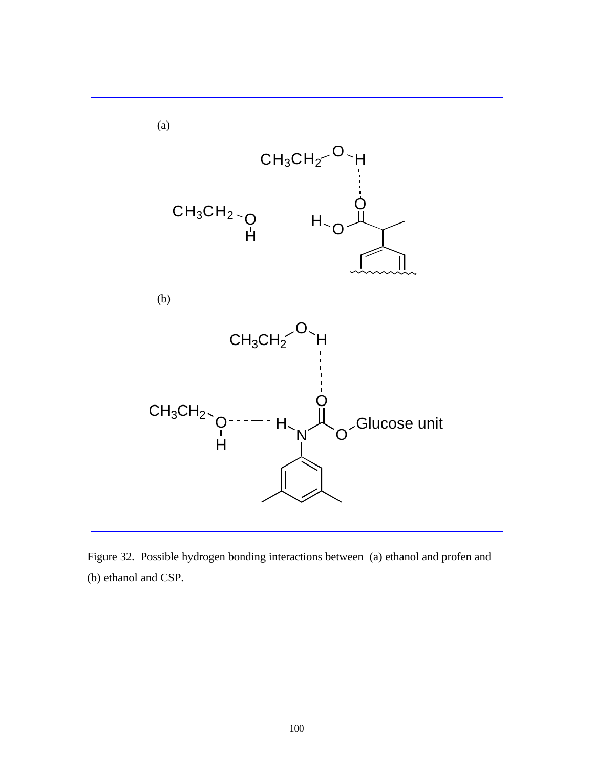Figure 32. Possible hydrogen bonding interactions between (a) ethanol and profen and (b) ethanol and CSP.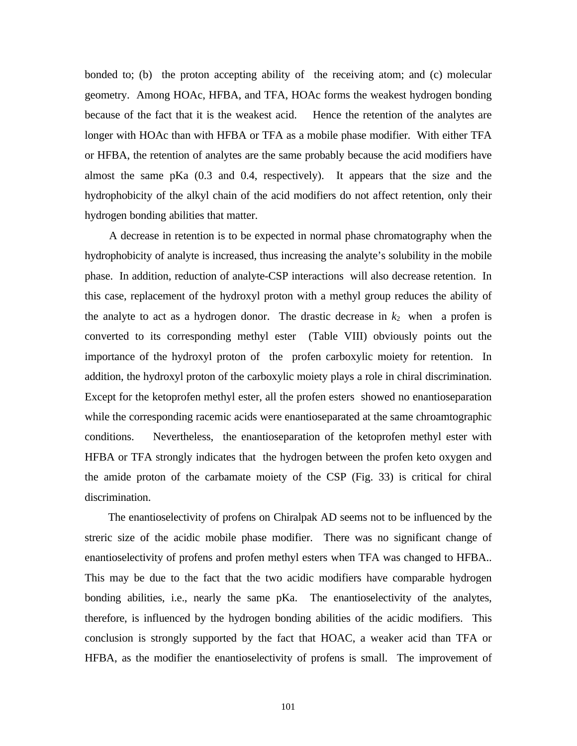bonded to; (b) the proton accepting ability of the receiving atom; and (c) molecular geometry. Among HOAc, HFBA, and TFA, HOAc forms the weakest hydrogen bonding because of the fact that it is the weakest acid. Hence the retention of the analytes are longer with HOAc than with HFBA or TFA as a mobile phase modifier. With either TFA or HFBA, the retention of analytes are the same probably because the acid modifiers have almost the same pKa (0.3 and 0.4, respectively). It appears that the size and the hydrophobicity of the alkyl chain of the acid modifiers do not affect retention, only their hydrogen bonding abilities that matter.

A decrease in retention is to be expected in normal phase chromatography when the hydrophobicity of analyte is increased, thus increasing the analyte's solubility in the mobile phase. In addition, reduction of analyte-CSP interactions will also decrease retention. In this case, replacement of the hydroxyl proton with a methyl group reduces the ability of the analyte to act as a hydrogen donor. The drastic decrease in $k_2$ when a profen is converted to its corresponding methyl ester (Table VIII) obviously points out the importance of the hydroxyl proton of the profen carboxylic moiety for retention. In addition, the hydroxyl proton of the carboxylic moiety plays a role in chiral discrimination. Except for the ketoprofen methyl ester, all the profen esters showed no enantioseparation while the corresponding racemic acids were enantioseparated at the same chroamtographic conditions. Nevertheless, the enantioseparation of the ketoprofen methyl ester with HFBA or TFA strongly indicates that the hydrogen between the profen keto oxygen and the amide proton of the carbamate moiety of the CSP (Fig. 33) is critical for chiral discrimination.

The enantioselectivity of profens on Chiralpak AD seems not to be influenced by the streric size of the acidic mobile phase modifier. There was no significant change of enantioselectivity of profens and profen methyl esters when TFA was changed to HFBA.. This may be due to the fact that the two acidic modifiers have comparable hydrogen bonding abilities, i.e., nearly the same pKa. The enantioselectivity of the analytes, therefore, is influenced by the hydrogen bonding abilities of the acidic modifiers. This conclusion is strongly supported by the fact that HOAC, a weaker acid than TFA or HFBA, as the modifier the enantioselectivity of profens is small. The improvement of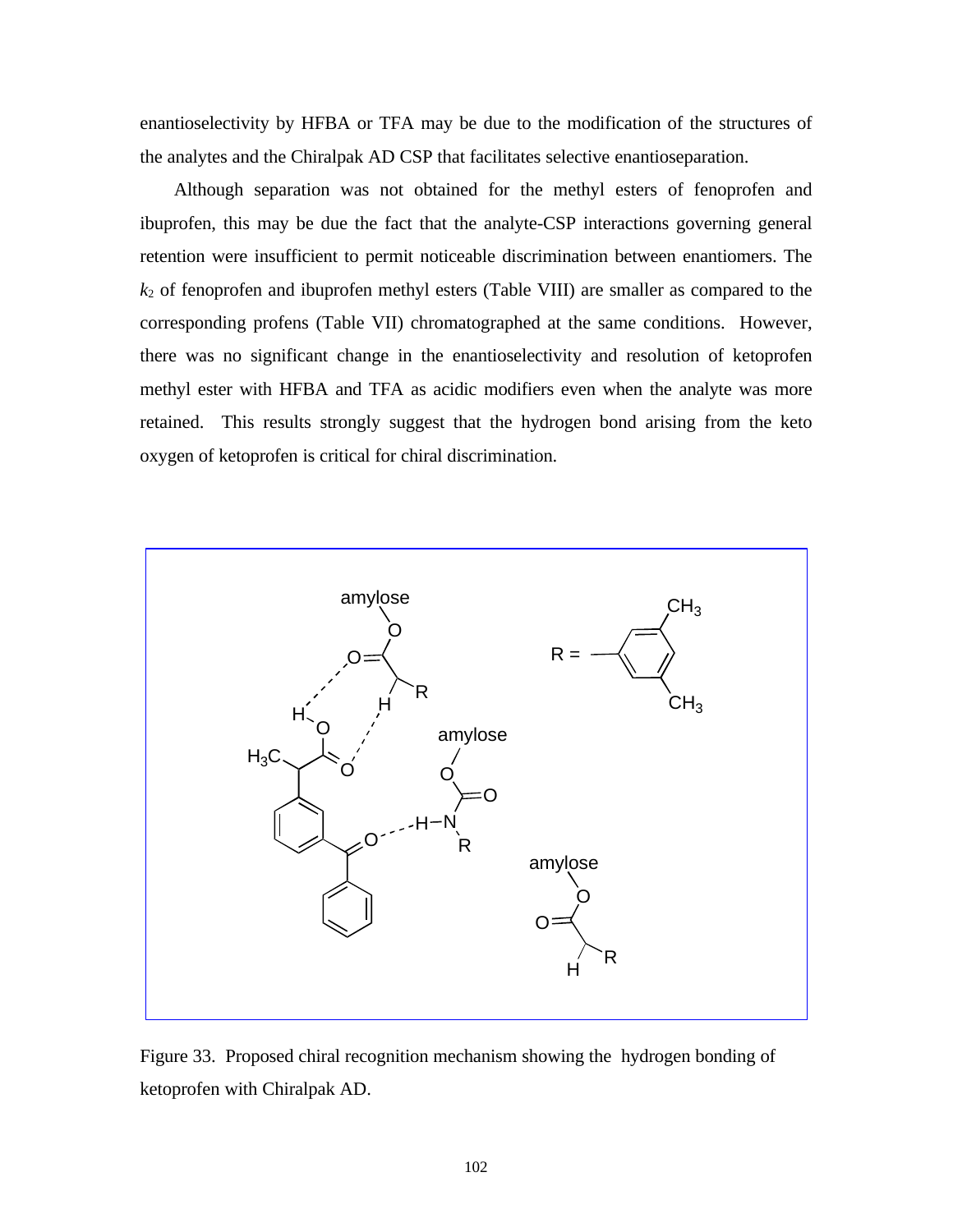enantioselectivity by HFBA or TFA may be due to the modification of the structures of the analytes and the Chiralpak AD CSP that facilitates selective enantioseparation.

Although separation was not obtained for the methyl esters of fenoprofen and ibuprofen, this may be due the fact that the analyte-CSP interactions governing general retention were insufficient to permit noticeable discrimination between enantiomers. The $k_2$ of fenoprofen and ibuprofen methyl esters (Table VIII) are smaller as compared to the corresponding profens (Table VII) chromatographed at the same conditions. However, there was no significant change in the enantioselectivity and resolution of ketoprofen methyl ester with HFBA and TFA as acidic modifiers even when the analyte was more retained. This results strongly suggest that the hydrogen bond arising from the keto oxygen of ketoprofen is critical for chiral discrimination.

Figure 33. Proposed chiral recognition mechanism showing the hydrogen bonding of ketoprofen with Chiralpak AD.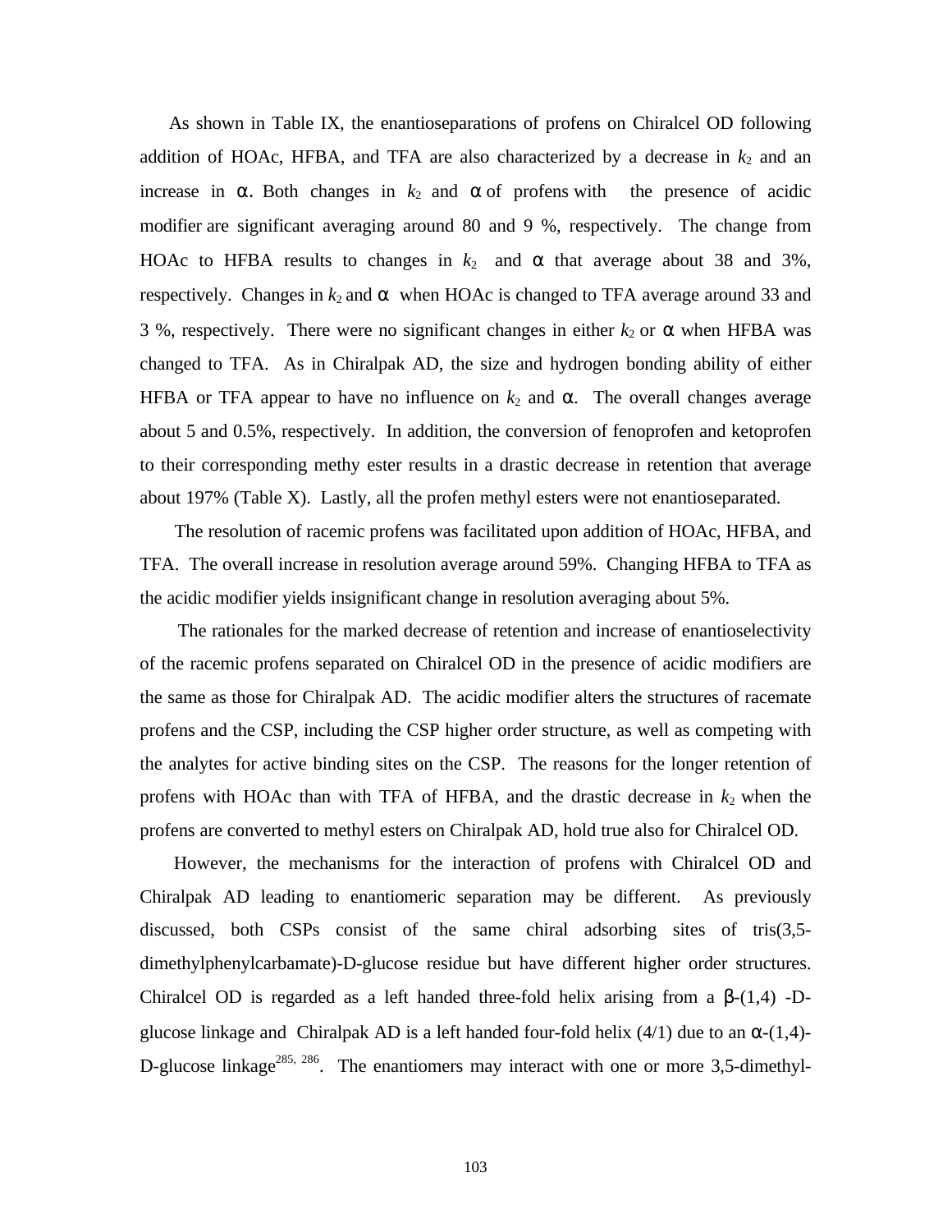As shown in Table IX, the enantioseparations of profens on Chiralcel OD following addition of HOAc, HFBA, and TFA are also characterized by a decrease in $k_2$ and an increase in $\alpha$. Both changes in $k_2$ and $\alpha$ of profens with the presence of acidic modifier are significant averaging around 80 and 9 %, respectively. The change from HOAc to HFBA results to changes in $k_2$ and $\alpha$ that average about 38 and 3%, respectively. Changes in $k_2$ and $\alpha$ when HOAc is changed to TFA average around 33 and 3 %, respectively. There were no significant changes in either $k_2$ or $\alpha$ when HFBA was changed to TFA. As in Chiralpak AD, the size and hydrogen bonding ability of either HFBA or TFA appear to have no influence on $k_2$ and $\alpha$. The overall changes average about 5 and 0.5%, respectively. In addition, the conversion of fenoprofen and ketoprofen to their corresponding methy ester results in a drastic decrease in retention that average about 197% (Table X). Lastly, all the profen methyl esters were not enantioseparated.

The resolution of racemic profens was facilitated upon addition of HOAc, HFBA, and TFA. The overall increase in resolution average around 59%. Changing HFBA to TFA as the acidic modifier yields insignificant change in resolution averaging about 5%.

The rationales for the marked decrease of retention and increase of enantioselectivity of the racemic profens separated on Chiralcel OD in the presence of acidic modifiers are the same as those for Chiralpak AD. The acidic modifier alters the structures of racemate profens and the CSP, including the CSP higher order structure, as well as competing with the analytes for active binding sites on the CSP. The reasons for the longer retention of profens with HOAc than with TFA of HFBA, and the drastic decrease in $k_2$ when the profens are converted to methyl esters on Chiralpak AD, hold true also for Chiralcel OD.

However, the mechanisms for the interaction of profens with Chiralcel OD and Chiralpak AD leading to enantiomeric separation may be different. As previously discussed, both CSPs consist of the same chiral adsorbing sites of tris(3,5-dimethylphenylcarbamate)-D-glucose residue but have different higher order structures. Chiralcel OD is regarded as a left handed three-fold helix arising from a $\beta$-(1,4) -D-glucose linkage and Chiralpak AD is a left handed four-fold helix (4/1) due to an $\alpha$-(1,4)-D-glucose linkage[285, 286]. The enantiomers may interact with one or more 3,5-dimethyl-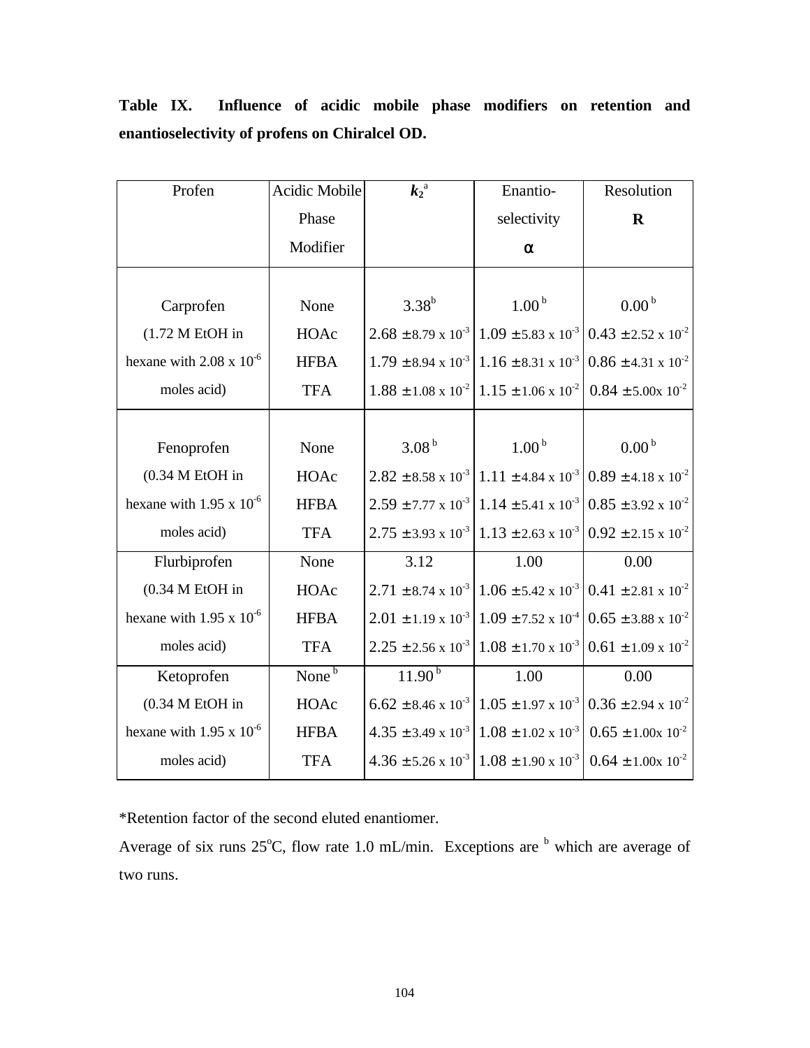**Table IX. Influence of acidic mobile phase modifiers on retention and enantioselectivity of profens on Chiralcel OD.**

| Profen | Acidic Mobile Phase Modifier | $k_2$[a] | Enantio-selectivity $\alpha$ | Resolution R |
|---|---|---|---|---|
| Carprofen (1.72 M EtOH in hexane with $2.08 \times 10^{-6}$ moles acid) | None | 3.38[b] | 1.00[b] | 0.00[b] |
| | HOAc | $2.68 \pm 8.79 \times 10^{-3}$ | $1.09 \pm 5.83 \times 10^{-3}$ | $0.43 \pm 2.52 \times 10^{-2}$ |
| | HFBA | $1.79 \pm 8.94 \times 10^{-3}$ | $1.16 \pm 8.31 \times 10^{-3}$ | $0.86 \pm 4.31 \times 10^{-2}$ |
| | TFA | $1.88 \pm 1.08 \times 10^{-2}$ | $1.15 \pm 1.06 \times 10^{-2}$ | $0.84 \pm 5.00 \times 10^{-2}$ |
| Fenoprofen (0.34 M EtOH in hexane with $1.95 \times 10^{-6}$ moles acid) | None | 3.08[b] | 1.00[b] | 0.00[b] |
| | HOAc | $2.82 \pm 8.58 \times 10^{-3}$ | $1.11 \pm 4.84 \times 10^{-3}$ | $0.89 \pm 4.18 \times 10^{-2}$ |
| | HFBA | $2.59 \pm 7.77 \times 10^{-3}$ | $1.14 \pm 5.41 \times 10^{-3}$ | $0.85 \pm 3.92 \times 10^{-2}$ |
| | TFA | $2.75 \pm 3.93 \times 10^{-3}$ | $1.13 \pm 2.63 \times 10^{-3}$ | $0.92 \pm 2.15 \times 10^{-2}$ |
| Flurbiprofen (0.34 M EtOH in hexane with $1.95 \times 10^{-6}$ moles acid) | None | 3.12 | 1.00 | 0.00 |
| | HOAc | $2.71 \pm 8.74 \times 10^{-3}$ | $1.06 \pm 5.42 \times 10^{-3}$ | $0.41 \pm 2.81 \times 10^{-2}$ |
| | HFBA | $2.01 \pm 1.19 \times 10^{-3}$ | $1.09 \pm 7.52 \times 10^{-4}$ | $0.65 \pm 3.88 \times 10^{-2}$ |
| | TFA | $2.25 \pm 2.56 \times 10^{-3}$ | $1.08 \pm 1.70 \times 10^{-3}$ | $0.61 \pm 1.09 \times 10^{-2}$ |
| Ketoprofen (0.34 M EtOH in hexane with $1.95 \times 10^{-6}$ moles acid) | None[b] | 11.90[b] | 1.00 | 0.00 |
| | HOAc | $6.62 \pm 8.46 \times 10^{-3}$ | $1.05 \pm 1.97 \times 10^{-3}$ | $0.36 \pm 2.94 \times 10^{-2}$ |
| | HFBA | $4.35 \pm 3.49 \times 10^{-3}$ | $1.08 \pm 1.02 \times 10^{-3}$ | $0.65 \pm 1.00 \times 10^{-2}$ |
| | TFA | $4.36 \pm 5.26 \times 10^{-3}$ | $1.08 \pm 1.90 \times 10^{-3}$ | $0.64 \pm 1.00 \times 10^{-2}$ |

*Retention factor of the second eluted enantiomer.

Average of six runs 25°C, flow rate 1.0 mL/min. Exceptions are [b] which are average of two runs.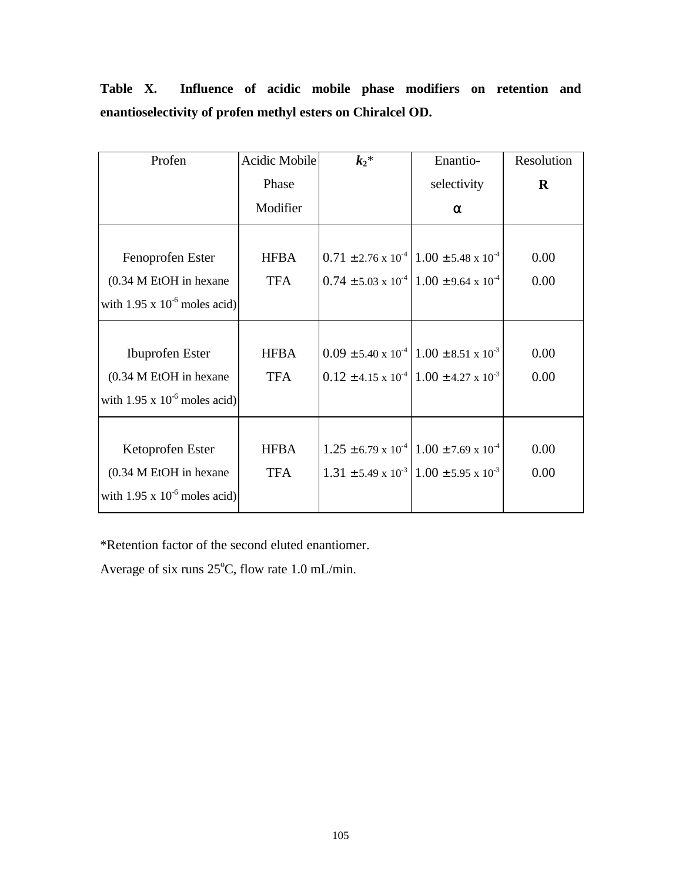**Table X. Influence of acidic mobile phase modifiers on retention and enantioselectivity of profen methyl esters on Chiralcel OD.**

| Profen | Acidic Mobile Phase Modifier | $k_2$* | Enantio-selectivity $\alpha$ | Resolution **R** |
|---|---|---|---|---|
| Fenoprofen Ester (0.34 M EtOH in hexane with $1.95 \times 10^{-6}$ moles acid) | HFBA<br>TFA | $0.71 \pm 2.76 \times 10^{-4}$<br>$0.74 \pm 5.03 \times 10^{-4}$ | $1.00 \pm 5.48 \times 10^{-4}$<br>$1.00 \pm 9.64 \times 10^{-4}$ | 0.00<br>0.00 |
| Ibuprofen Ester (0.34 M EtOH in hexane with $1.95 \times 10^{-6}$ moles acid) | HFBA<br>TFA | $0.09 \pm 5.40 \times 10^{-4}$<br>$0.12 \pm 4.15 \times 10^{-4}$ | $1.00 \pm 8.51 \times 10^{-3}$<br>$1.00 \pm 4.27 \times 10^{-3}$ | 0.00<br>0.00 |
| Ketoprofen Ester (0.34 M EtOH in hexane with $1.95 \times 10^{-6}$ moles acid) | HFBA<br>TFA | $1.25 \pm 6.79 \times 10^{-4}$<br>$1.31 \pm 5.49 \times 10^{-3}$ | $1.00 \pm 7.69 \times 10^{-4}$<br>$1.00 \pm 5.95 \times 10^{-3}$ | 0.00<br>0.00 |

*Retention factor of the second eluted enantiomer.

Average of six runs 25$^{o}$C, flow rate 1.0 mL/min.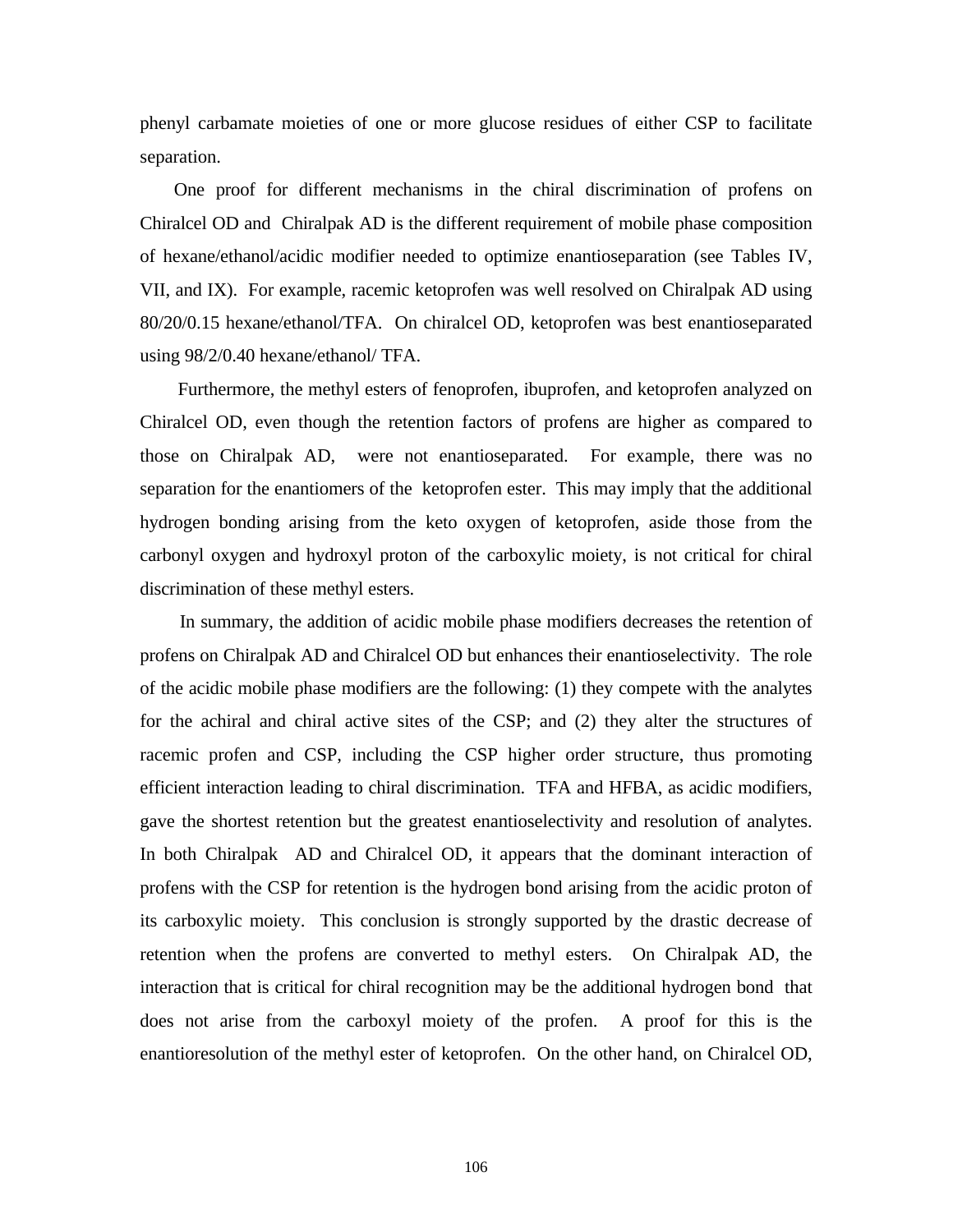phenyl carbamate moieties of one or more glucose residues of either CSP to facilitate separation.

One proof for different mechanisms in the chiral discrimination of profens on Chiralcel OD and Chiralpak AD is the different requirement of mobile phase composition of hexane/ethanol/acidic modifier needed to optimize enantioseparation (see Tables IV, VII, and IX). For example, racemic ketoprofen was well resolved on Chiralpak AD using 80/20/0.15 hexane/ethanol/TFA. On chiralcel OD, ketoprofen was best enantioseparated using 98/2/0.40 hexane/ethanol/ TFA.

Furthermore, the methyl esters of fenoprofen, ibuprofen, and ketoprofen analyzed on Chiralcel OD, even though the retention factors of profens are higher as compared to those on Chiralpak AD, were not enantioseparated. For example, there was no separation for the enantiomers of the ketoprofen ester. This may imply that the additional hydrogen bonding arising from the keto oxygen of ketoprofen, aside those from the carbonyl oxygen and hydroxyl proton of the carboxylic moiety, is not critical for chiral discrimination of these methyl esters.

In summary, the addition of acidic mobile phase modifiers decreases the retention of profens on Chiralpak AD and Chiralcel OD but enhances their enantioselectivity. The role of the acidic mobile phase modifiers are the following: (1) they compete with the analytes for the achiral and chiral active sites of the CSP; and (2) they alter the structures of racemic profen and CSP, including the CSP higher order structure, thus promoting efficient interaction leading to chiral discrimination. TFA and HFBA, as acidic modifiers, gave the shortest retention but the greatest enantioselectivity and resolution of analytes. In both Chiralpak AD and Chiralcel OD, it appears that the dominant interaction of profens with the CSP for retention is the hydrogen bond arising from the acidic proton of its carboxylic moiety. This conclusion is strongly supported by the drastic decrease of retention when the profens are converted to methyl esters. On Chiralpak AD, the interaction that is critical for chiral recognition may be the additional hydrogen bond that does not arise from the carboxyl moiety of the profen. A proof for this is the enantioresolution of the methyl ester of ketoprofen. On the other hand, on Chiralcel OD,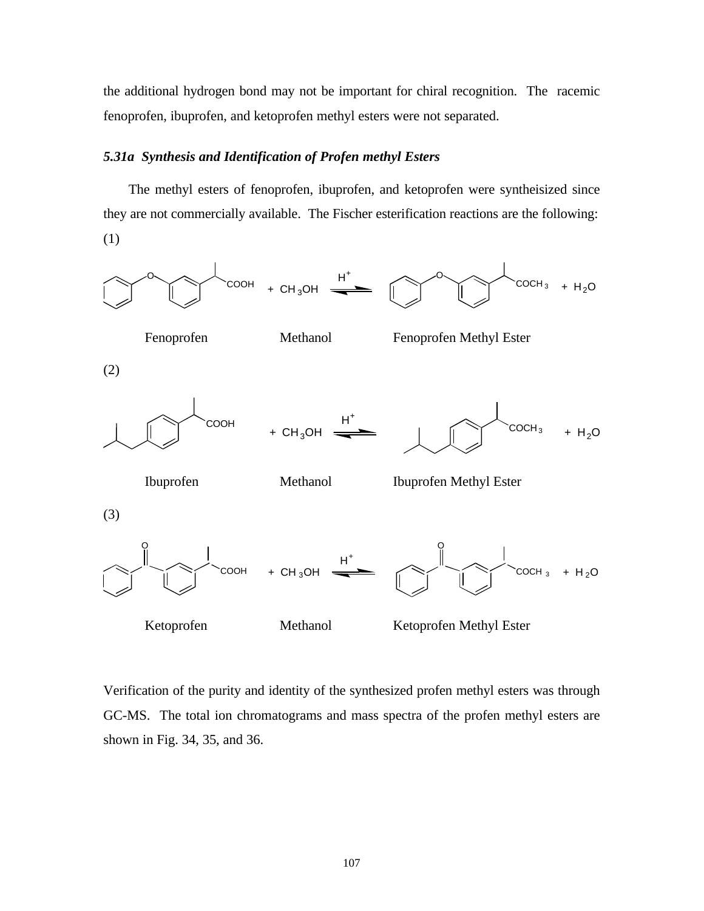the additional hydrogen bond may not be important for chiral recognition. The racemic fenoprofen, ibuprofen, and ketoprofen methyl esters were not separated.

### *5.31a Synthesis and Identification of Profen methyl Esters*

The methyl esters of fenoprofen, ibuprofen, and ketoprofen were syntheisized since they are not commercially available. The Fischer esterification reactions are the following:

(1)

$$\text{Fenoprofen} + CH_3OH \xrightleftharpoons{H^+} \text{Fenoprofen Methyl Ester} + H_2O$$

Fenoprofen Methanol Fenoprofen Methyl Ester

(2)

$$\text{Ibuprofen} + CH_3OH \xrightleftharpoons{H^+} \text{Ibuprofen Methyl Ester} + H_2O$$

Ibuprofen Methanol Ibuprofen Methyl Ester

(3)

$$\text{Ketoprofen} + CH_3OH \xrightleftharpoons{H^+} \text{Ketoprofen Methyl Ester} + H_2O$$

Ketoprofen Methanol Ketoprofen Methyl Ester

Verification of the purity and identity of the synthesized profen methyl esters was through GC-MS. The total ion chromatograms and mass spectra of the profen methyl esters are shown in Fig. 34, 35, and 36.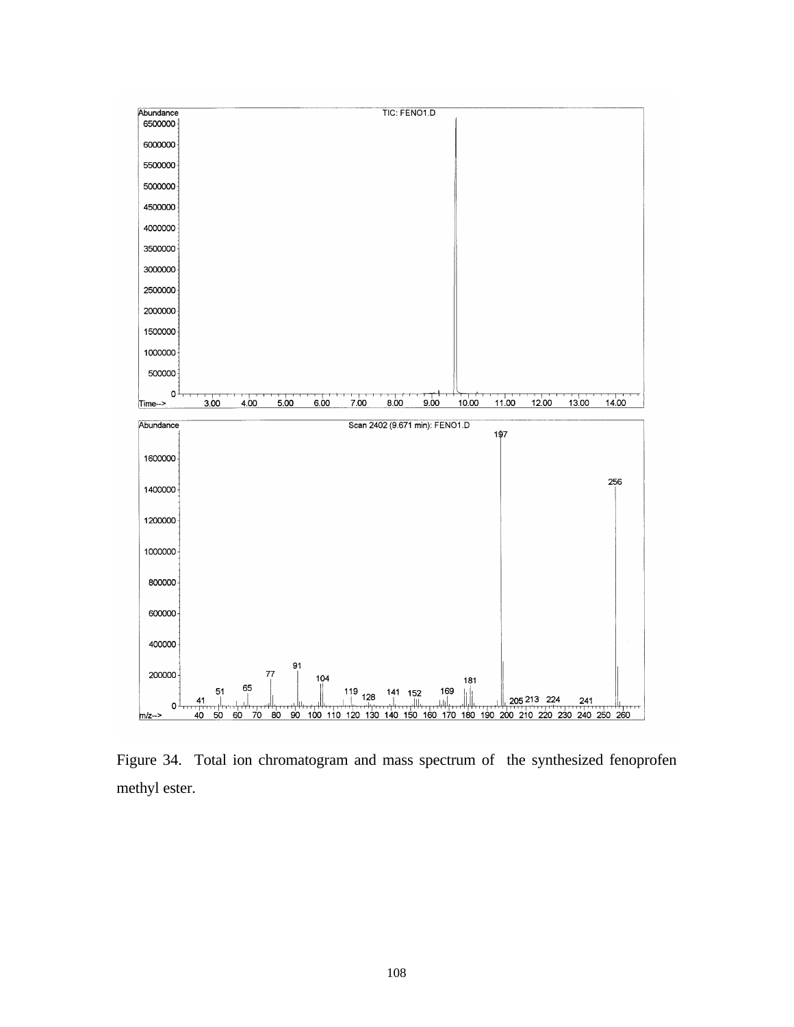Figure 34. Total ion chromatogram and mass spectrum of the synthesized fenoprofen methyl ester.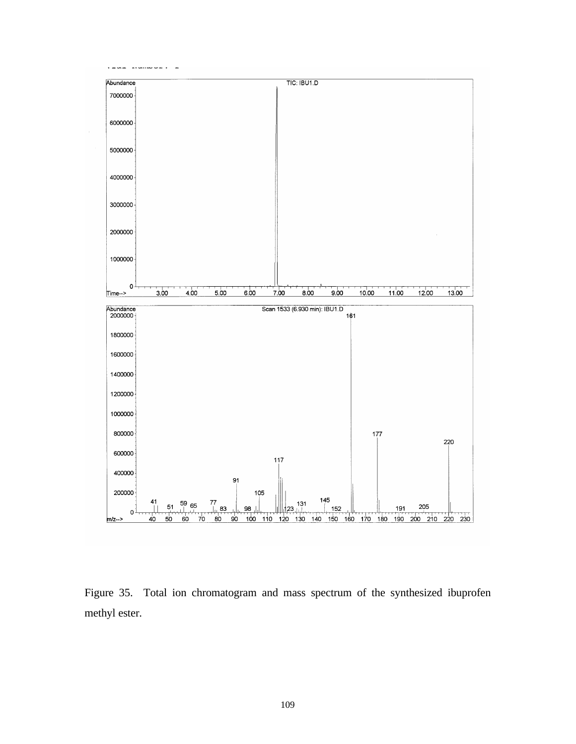Figure 35. Total ion chromatogram and mass spectrum of the synthesized ibuprofen methyl ester.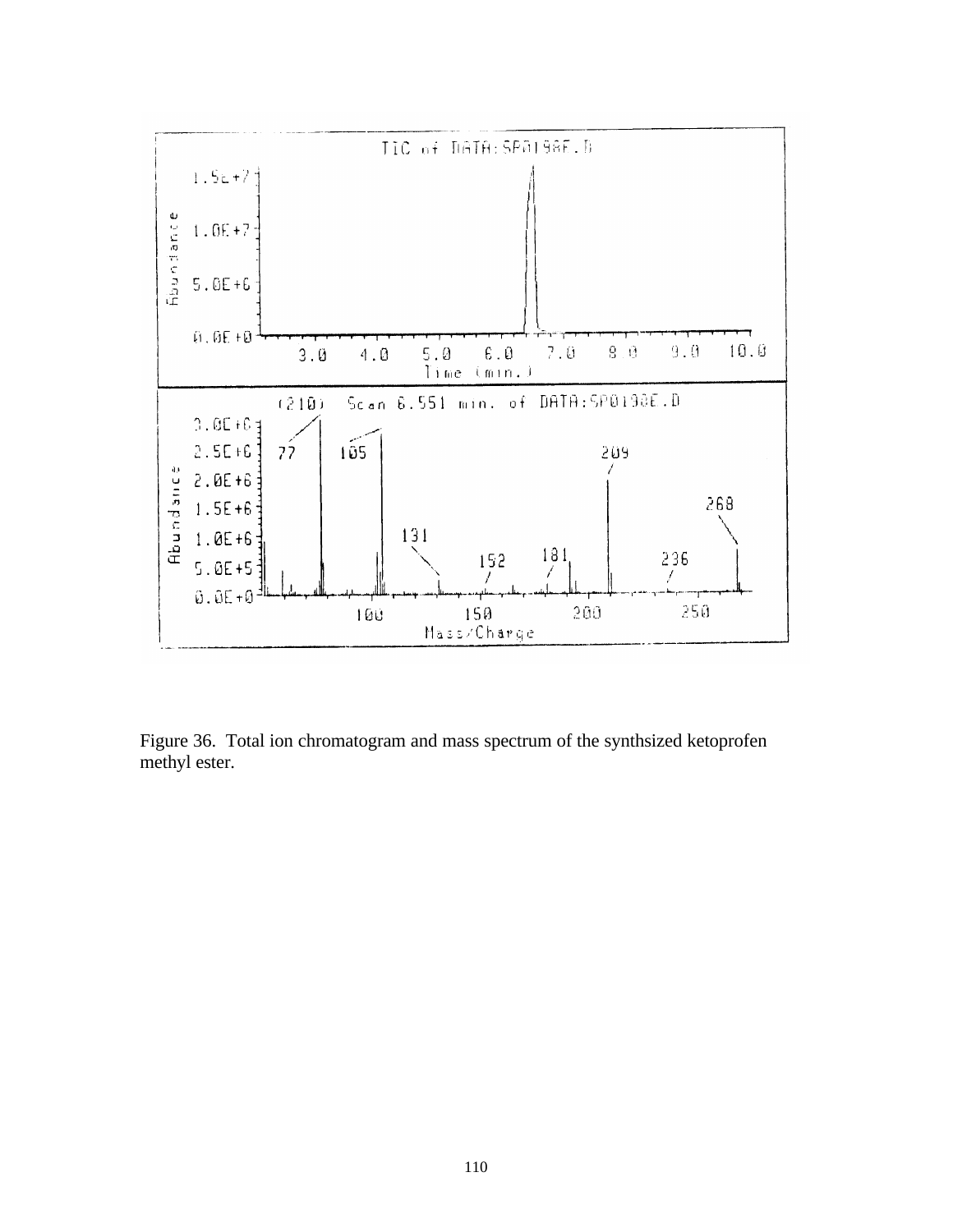TIC of DATA:SP0198F.D

Abundance

1.5E+7

1.0E+7

5.0E+6

0.0E+0

3.0 4.0 5.0 6.0 7.0 8.0 9.0 10.0

Time (min.)

(210) Scan 6.551 min. of DATA:SP0198E.D

Abundance

3.0E+6

2.5E+6

2.0E+6

1.5E+6

1.0E+6

5.0E+5

0.0E+0

77 105 131 152 181 209 236 268

100 150 200 250

Mass/Charge

Figure 36. Total ion chromatogram and mass spectrum of the synthsized ketoprofen methyl ester.